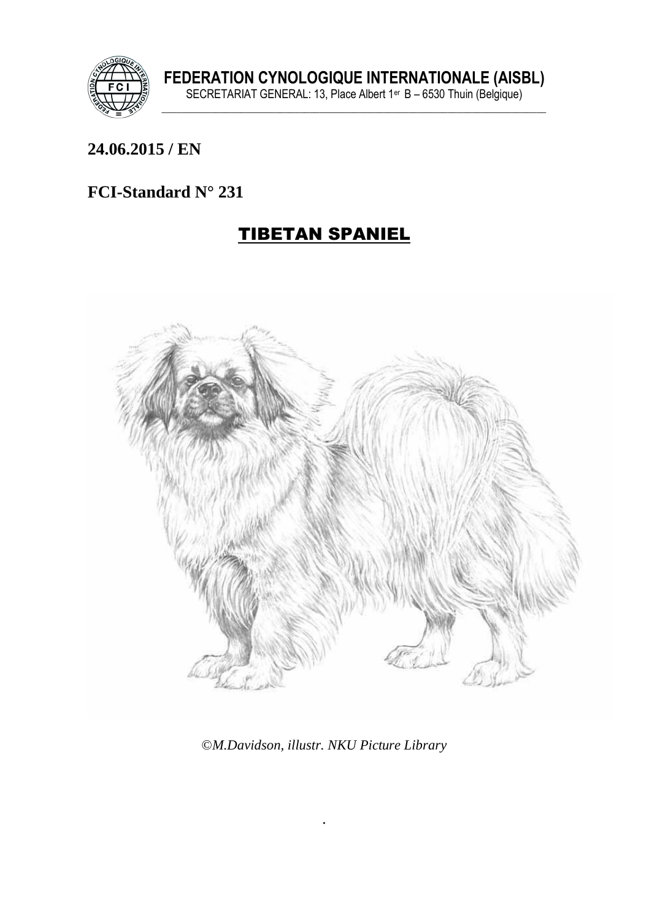**FEDERATION CYNOLOGIQUE INTERNATIONALE (AISBL)**
SECRETARIAT GENERAL: 13, Place Albert 1er B – 6530 Thuin (Belgique)

**24.06.2015 / EN**

**FCI-Standard N° 231**

# TIBETAN SPANIEL

*©M.Davidson, illustr. NKU Picture Library*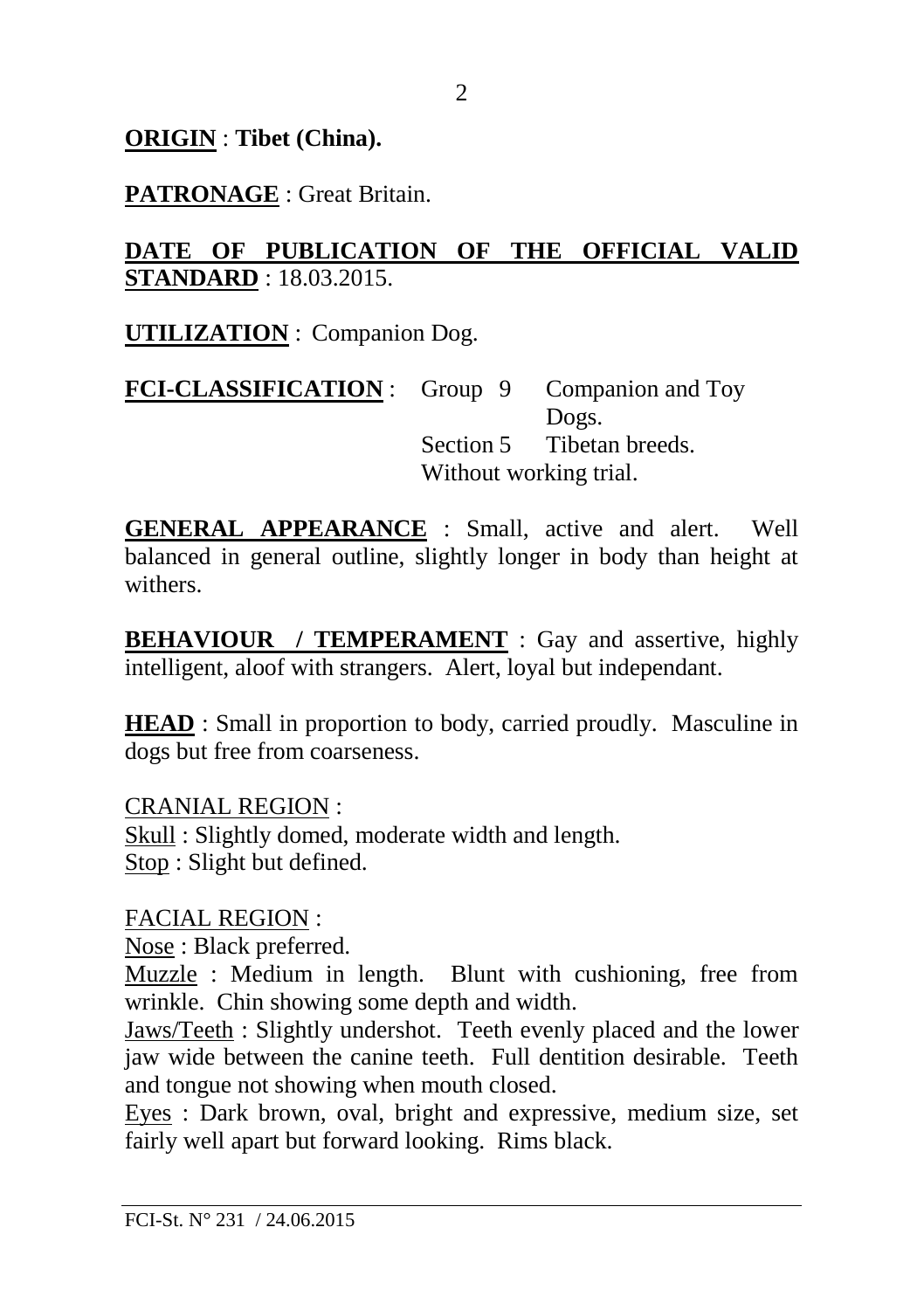**ORIGIN** : **Tibet (China).**

**PATRONAGE** : Great Britain.

**DATE OF PUBLICATION OF THE OFFICIAL VALID STANDARD** : 18.03.2015.

**UTILIZATION** : Companion Dog.

**FCI-CLASSIFICATION** : Group 9 Companion and Toy Dogs.
Section 5 Tibetan breeds.
Without working trial.

**GENERAL APPEARANCE** : Small, active and alert. Well balanced in general outline, slightly longer in body than height at withers.

**BEHAVIOUR / TEMPERAMENT** : Gay and assertive, highly intelligent, aloof with strangers. Alert, loyal but independant.

**HEAD** : Small in proportion to body, carried proudly. Masculine in dogs but free from coarseness.

CRANIAL REGION :
Skull : Slightly domed, moderate width and length.
Stop : Slight but defined.

FACIAL REGION :
Nose : Black preferred.
Muzzle : Medium in length. Blunt with cushioning, free from wrinkle. Chin showing some depth and width.
Jaws/Teeth : Slightly undershot. Teeth evenly placed and the lower jaw wide between the canine teeth. Full dentition desirable. Teeth and tongue not showing when mouth closed.
Eyes : Dark brown, oval, bright and expressive, medium size, set fairly well apart but forward looking. Rims black.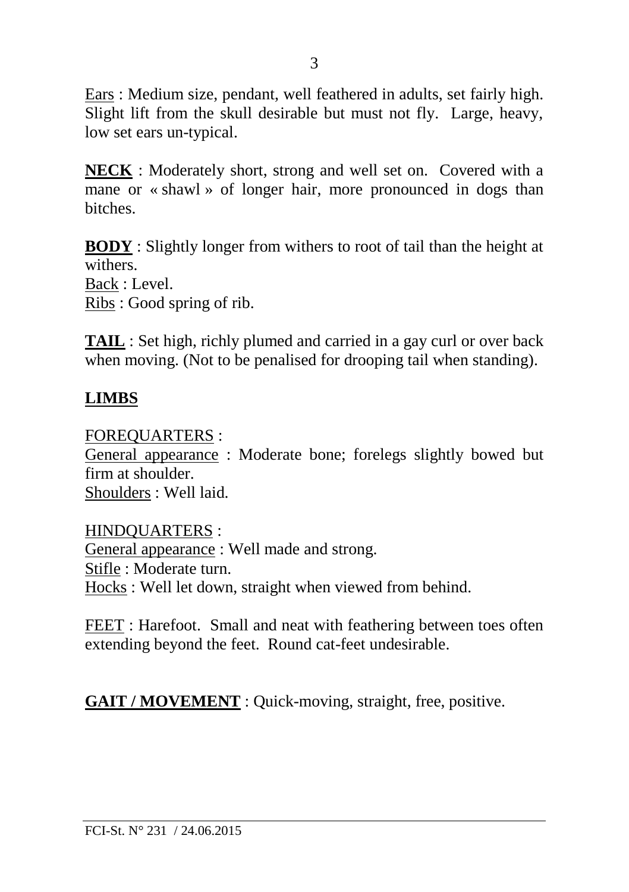Ears : Medium size, pendant, well feathered in adults, set fairly high. Slight lift from the skull desirable but must not fly. Large, heavy, low set ears un-typical.

**NECK** : Moderately short, strong and well set on. Covered with a mane or « shawl » of longer hair, more pronounced in dogs than bitches.

**BODY** : Slightly longer from withers to root of tail than the height at withers.
Back : Level.
Ribs : Good spring of rib.

**TAIL** : Set high, richly plumed and carried in a gay curl or over back when moving. (Not to be penalised for drooping tail when standing).

## LIMBS

FOREQUARTERS :
General appearance : Moderate bone; forelegs slightly bowed but firm at shoulder.
Shoulders : Well laid.

HINDQUARTERS :
General appearance : Well made and strong.
Stifle : Moderate turn.
Hocks : Well let down, straight when viewed from behind.

FEET : Harefoot. Small and neat with feathering between toes often extending beyond the feet. Round cat-feet undesirable.

**GAIT / MOVEMENT** : Quick-moving, straight, free, positive.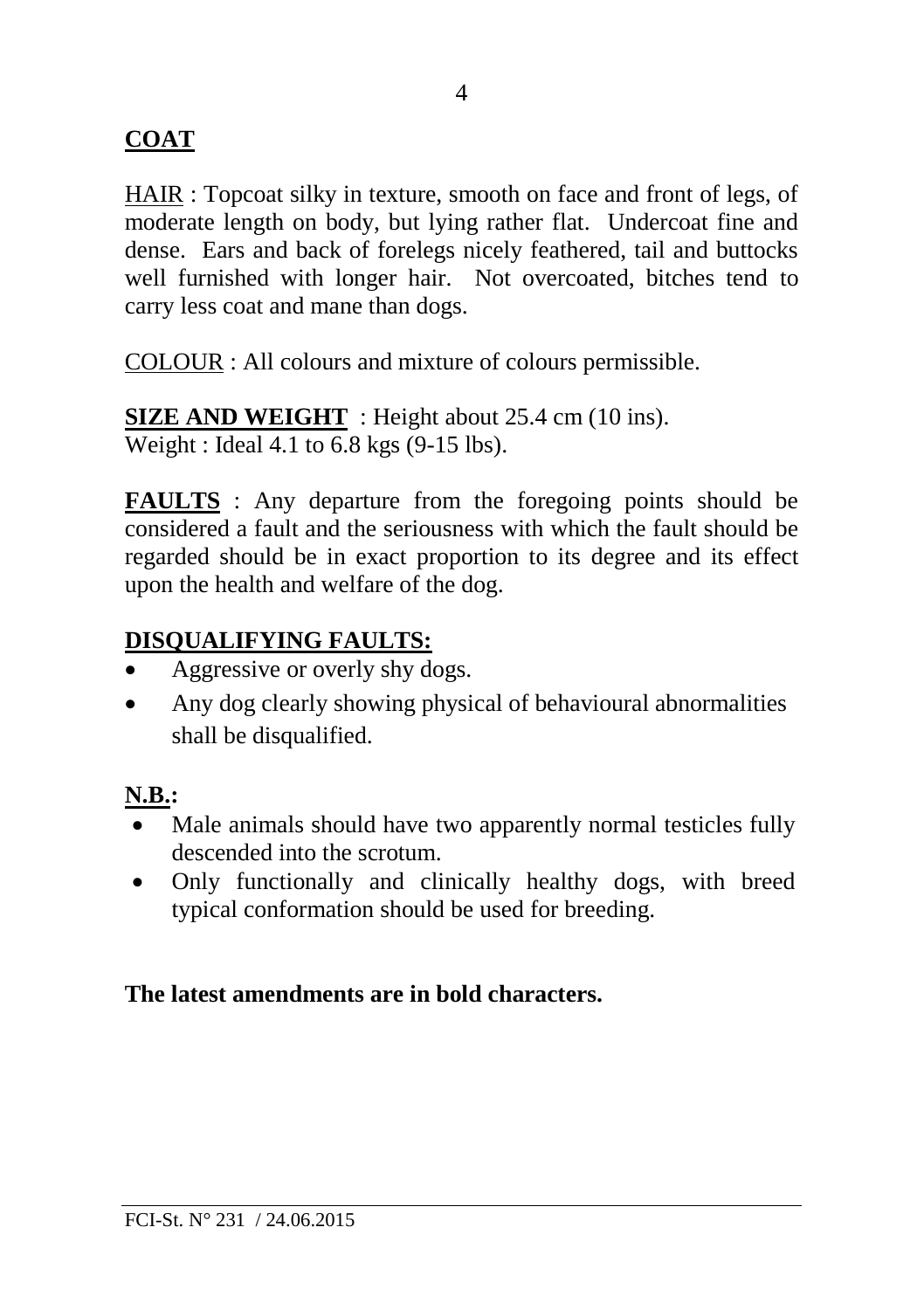## COAT

HAIR : Topcoat silky in texture, smooth on face and front of legs, of moderate length on body, but lying rather flat. Undercoat fine and dense. Ears and back of forelegs nicely feathered, tail and buttocks well furnished with longer hair. Not overcoated, bitches tend to carry less coat and mane than dogs.

COLOUR : All colours and mixture of colours permissible.

**SIZE AND WEIGHT** : Height about 25.4 cm (10 ins).
Weight : Ideal 4.1 to 6.8 kgs (9-15 lbs).

**FAULTS** : Any departure from the foregoing points should be considered a fault and the seriousness with which the fault should be regarded should be in exact proportion to its degree and its effect upon the health and welfare of the dog.

## DISQUALIFYING FAULTS:

- Aggressive or overly shy dogs.
- Any dog clearly showing physical of behavioural abnormalities shall be disqualified.

## N.B.:

- Male animals should have two apparently normal testicles fully descended into the scrotum.
- Only functionally and clinically healthy dogs, with breed typical conformation should be used for breeding.

**The latest amendments are in bold characters.**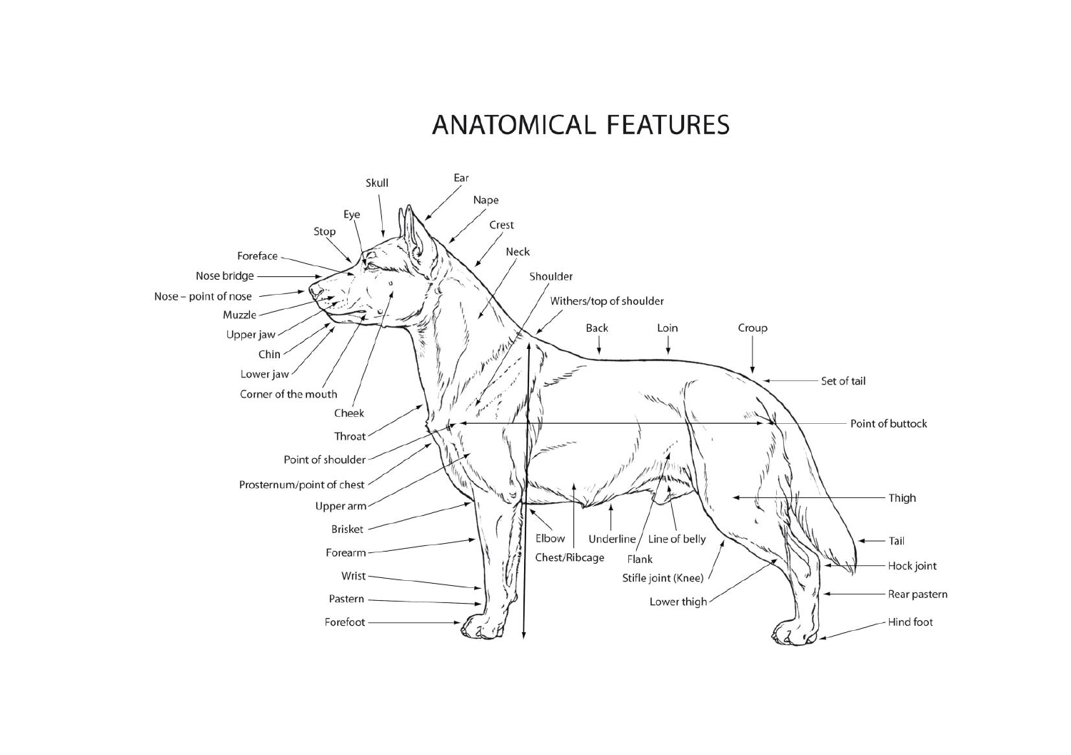# ANATOMICAL FEATURES

Skull
Ear
Nape
Eye
Crest
Stop
Neck
Foreface
Shoulder
Nose bridge
Nose – point of nose
Withers/top of shoulder
Muzzle
Back
Loin
Croup
Upper jaw
Chin
Set of tail
Lower jaw
Corner of the mouth
Cheek
Point of buttock
Throat
Point of shoulder
Prosternum/point of chest
Thigh
Upper arm
Brisket
Elbow
Underline
Line of belly
Tail
Forearm
Chest/Ribcage
Flank
Hock joint
Wrist
Stifle joint (Knee)
Rear pastern
Pastern
Lower thigh
Forefoot
Hind foot